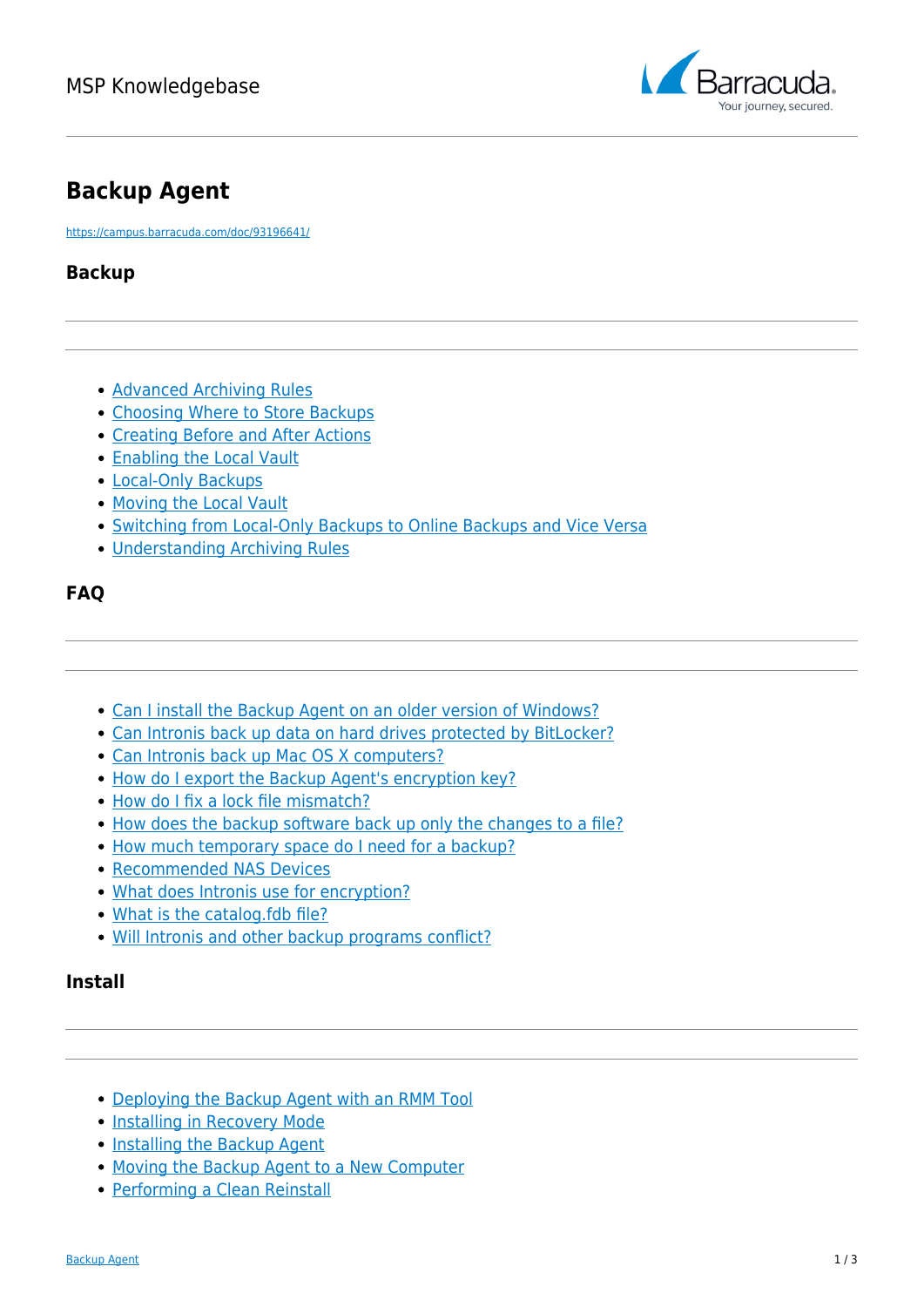# Backup Agent

https://campus.barracuda.com/doc/93196641/

## Backup

- Advanced Archiving Rules
- Choosing Where to Store Backups
- Creating Before and After Actions
- Enabling the Local Vault
- Local-Only Backups
- Moving the Local Vault
- Switching from Local-Only Backups to Online Backups and Vice Versa
- Understanding Archiving Rules

## FAQ

- Can I install the Backup Agent on an older version of Windows?
- Can Intronis back up data on hard drives protected by BitLocker?
- Can Intronis back up Mac OS X computers?
- How do I export the Backup Agent's encryption key?
- How do I fix a lock file mismatch?
- How does the backup software back up only the changes to a file?
- How much temporary space do I need for a backup?
- Recommended NAS Devices
- What does Intronis use for encryption?
- What is the catalog.fdb file?
- Will Intronis and other backup programs conflict?

## Install

- Deploying the Backup Agent with an RMM Tool
- Installing in Recovery Mode
- Installing the Backup Agent
- Moving the Backup Agent to a New Computer
- Performing a Clean Reinstall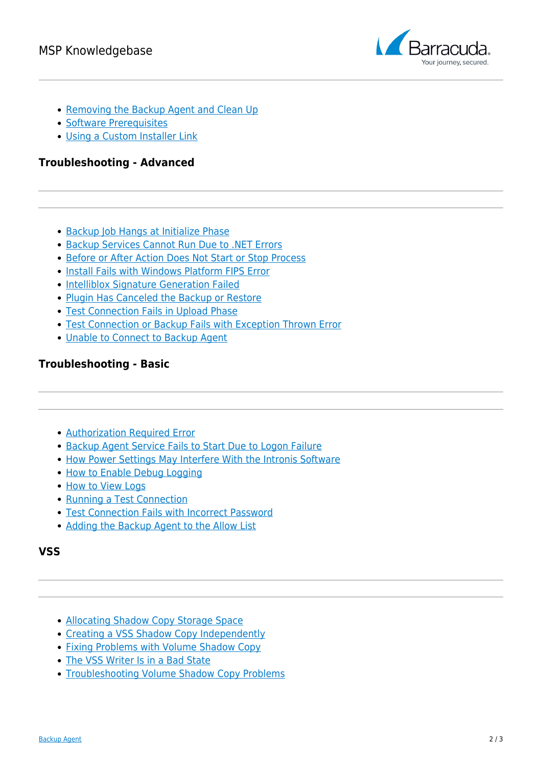- Removing the Backup Agent and Clean Up
- Software Prerequisites
- Using a Custom Installer Link

### Troubleshooting - Advanced

- Backup Job Hangs at Initialize Phase
- Backup Services Cannot Run Due to .NET Errors
- Before or After Action Does Not Start or Stop Process
- Install Fails with Windows Platform FIPS Error
- Intelliblox Signature Generation Failed
- Plugin Has Canceled the Backup or Restore
- Test Connection Fails in Upload Phase
- Test Connection or Backup Fails with Exception Thrown Error
- Unable to Connect to Backup Agent

### Troubleshooting - Basic

- Authorization Required Error
- Backup Agent Service Fails to Start Due to Logon Failure
- How Power Settings May Interfere With the Intronis Software
- How to Enable Debug Logging
- How to View Logs
- Running a Test Connection
- Test Connection Fails with Incorrect Password
- Adding the Backup Agent to the Allow List

### VSS

- Allocating Shadow Copy Storage Space
- Creating a VSS Shadow Copy Independently
- Fixing Problems with Volume Shadow Copy
- The VSS Writer Is in a Bad State
- Troubleshooting Volume Shadow Copy Problems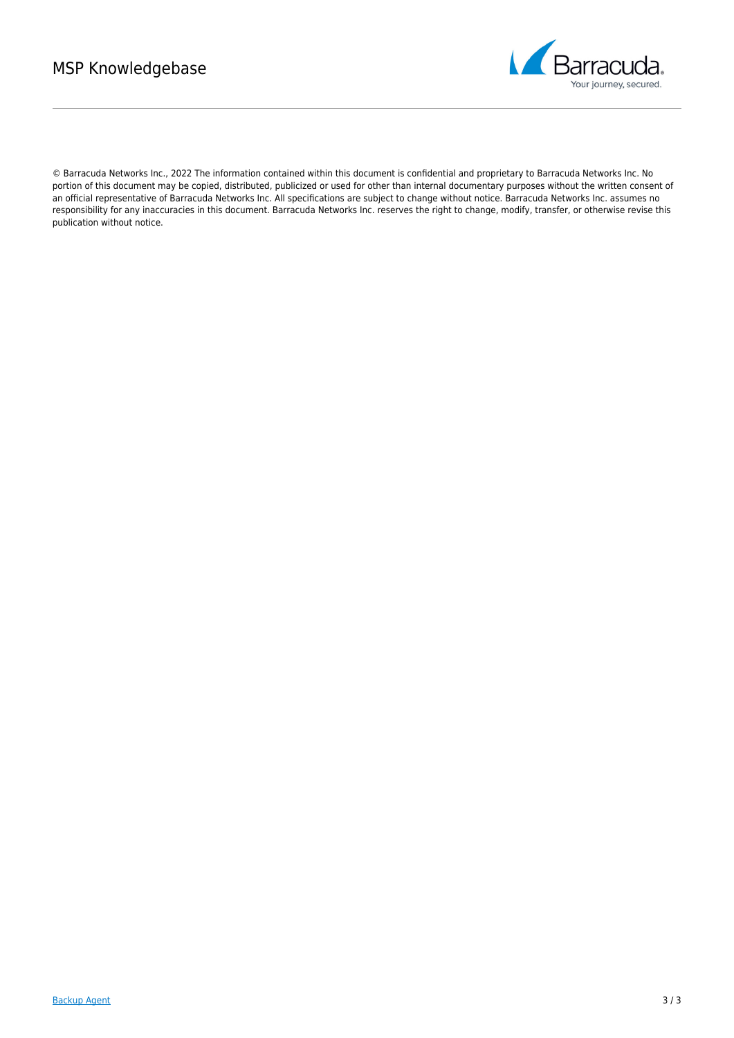© Barracuda Networks Inc., 2022 The information contained within this document is confidential and proprietary to Barracuda Networks Inc. No portion of this document may be copied, distributed, publicized or used for other than internal documentary purposes without the written consent of an official representative of Barracuda Networks Inc. All specifications are subject to change without notice. Barracuda Networks Inc. assumes no responsibility for any inaccuracies in this document. Barracuda Networks Inc. reserves the right to change, modify, transfer, or otherwise revise this publication without notice.